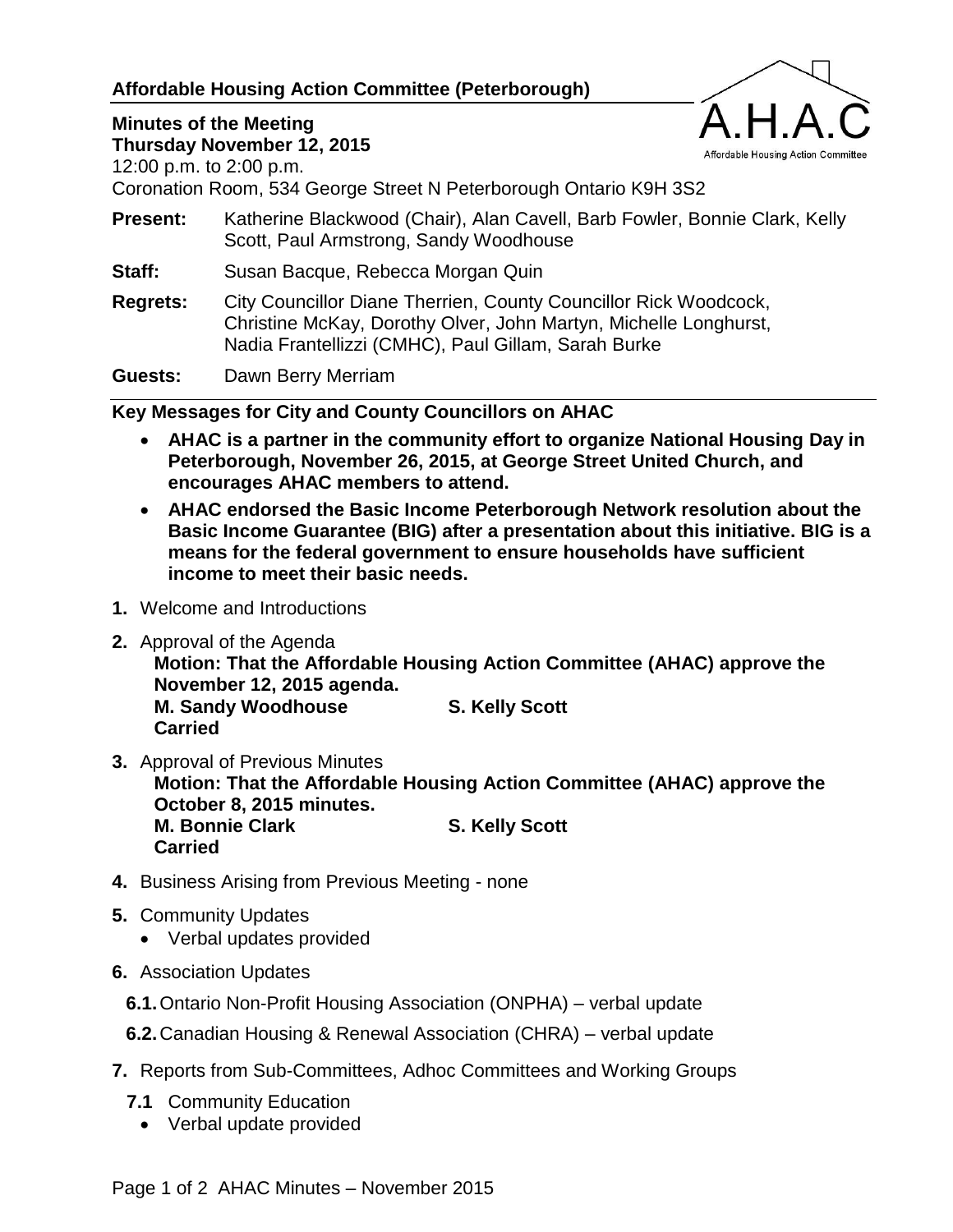**Affordable Housing Action Committee (Peterborough)**

**Minutes of the Meeting**
**Thursday November 12, 2015**
12:00 p.m. to 2:00 p.m.
Coronation Room, 534 George Street N Peterborough Ontario K9H 3S2

**Present:** Katherine Blackwood (Chair), Alan Cavell, Barb Fowler, Bonnie Clark, Kelly Scott, Paul Armstrong, Sandy Woodhouse

**Staff:** Susan Bacque, Rebecca Morgan Quin

**Regrets:** City Councillor Diane Therrien, County Councillor Rick Woodcock, Christine McKay, Dorothy Olver, John Martyn, Michelle Longhurst, Nadia Frantellizzi (CMHC), Paul Gillam, Sarah Burke

**Guests:** Dawn Berry Merriam

**Key Messages for City and County Councillors on AHAC**

- **AHAC is a partner in the community effort to organize National Housing Day in Peterborough, November 26, 2015, at George Street United Church, and encourages AHAC members to attend.**
- **AHAC endorsed the Basic Income Peterborough Network resolution about the Basic Income Guarantee (BIG) after a presentation about this initiative. BIG is a means for the federal government to ensure households have sufficient income to meet their basic needs.**

**1.** Welcome and Introductions

**2.** Approval of the Agenda
**Motion: That the Affordable Housing Action Committee (AHAC) approve the November 12, 2015 agenda.**
**M. Sandy Woodhouse S. Kelly Scott**
**Carried**

**3.** Approval of Previous Minutes
**Motion: That the Affordable Housing Action Committee (AHAC) approve the October 8, 2015 minutes.**
**M. Bonnie Clark S. Kelly Scott**
**Carried**

**4.** Business Arising from Previous Meeting - none

**5.** Community Updates
- Verbal updates provided

**6.** Association Updates

**6.1.** Ontario Non-Profit Housing Association (ONPHA) – verbal update

**6.2.** Canadian Housing & Renewal Association (CHRA) – verbal update

**7.** Reports from Sub-Committees, Adhoc Committees and Working Groups

**7.1** Community Education
- Verbal update provided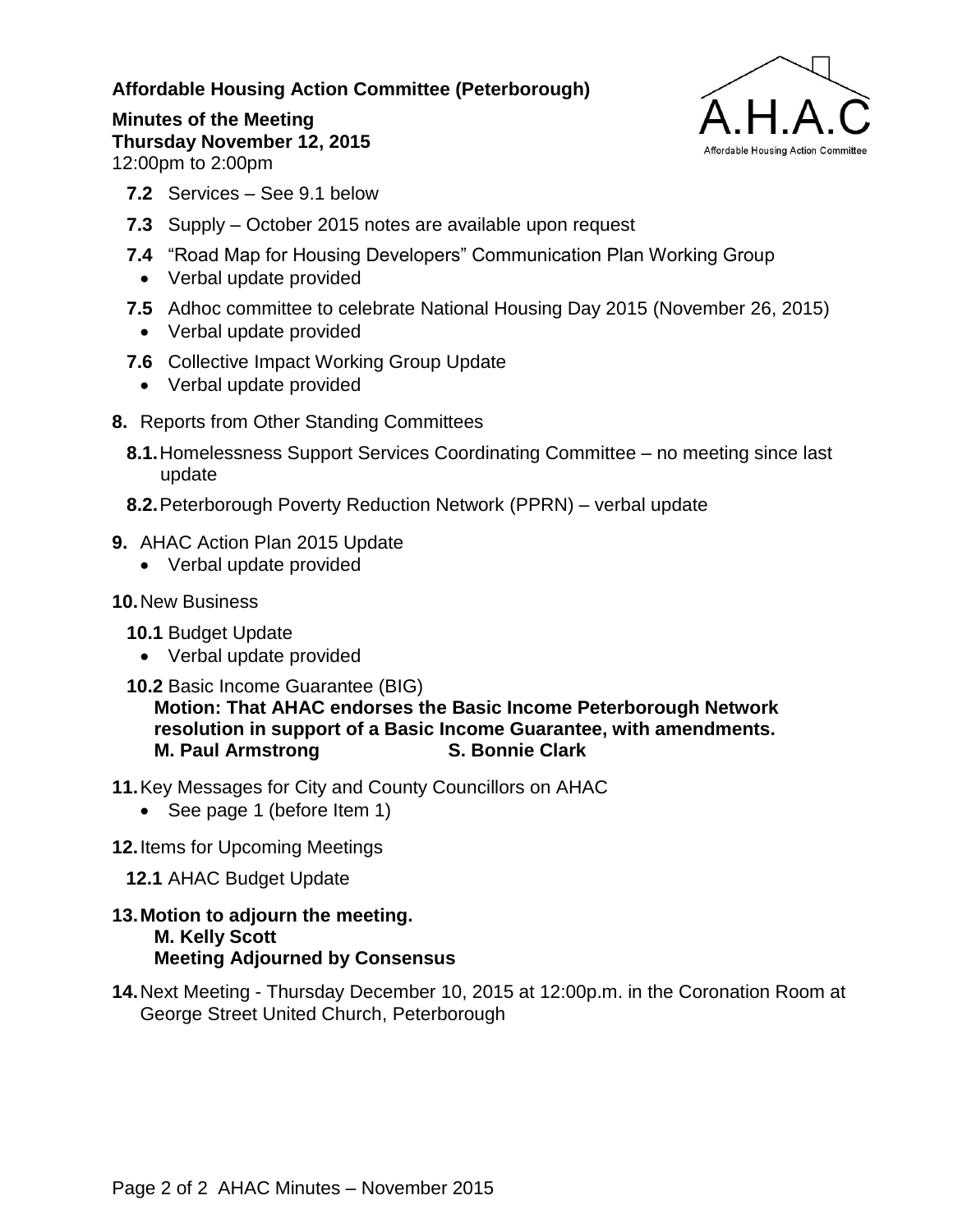**Affordable Housing Action Committee (Peterborough)**

**Minutes of the Meeting**
**Thursday November 12, 2015**
12:00pm to 2:00pm

**7.2** Services – See 9.1 below

**7.3** Supply – October 2015 notes are available upon request

**7.4** “Road Map for Housing Developers” Communication Plan Working Group
- Verbal update provided

**7.5** Adhoc committee to celebrate National Housing Day 2015 (November 26, 2015)
- Verbal update provided

**7.6** Collective Impact Working Group Update
- Verbal update provided

**8.** Reports from Other Standing Committees

**8.1.** Homelessness Support Services Coordinating Committee – no meeting since last update

**8.2.** Peterborough Poverty Reduction Network (PPRN) – verbal update

**9.** AHAC Action Plan 2015 Update
- Verbal update provided

**10.** New Business

**10.1** Budget Update
- Verbal update provided

**10.2** Basic Income Guarantee (BIG)
**Motion: That AHAC endorses the Basic Income Peterborough Network resolution in support of a Basic Income Guarantee, with amendments.**
**M. Paul Armstrong S. Bonnie Clark**

**11.** Key Messages for City and County Councillors on AHAC
- See page 1 (before Item 1)

**12.** Items for Upcoming Meetings

**12.1** AHAC Budget Update

**13. Motion to adjourn the meeting.**
**M. Kelly Scott**
**Meeting Adjourned by Consensus**

**14.** Next Meeting - Thursday December 10, 2015 at 12:00p.m. in the Coronation Room at George Street United Church, Peterborough